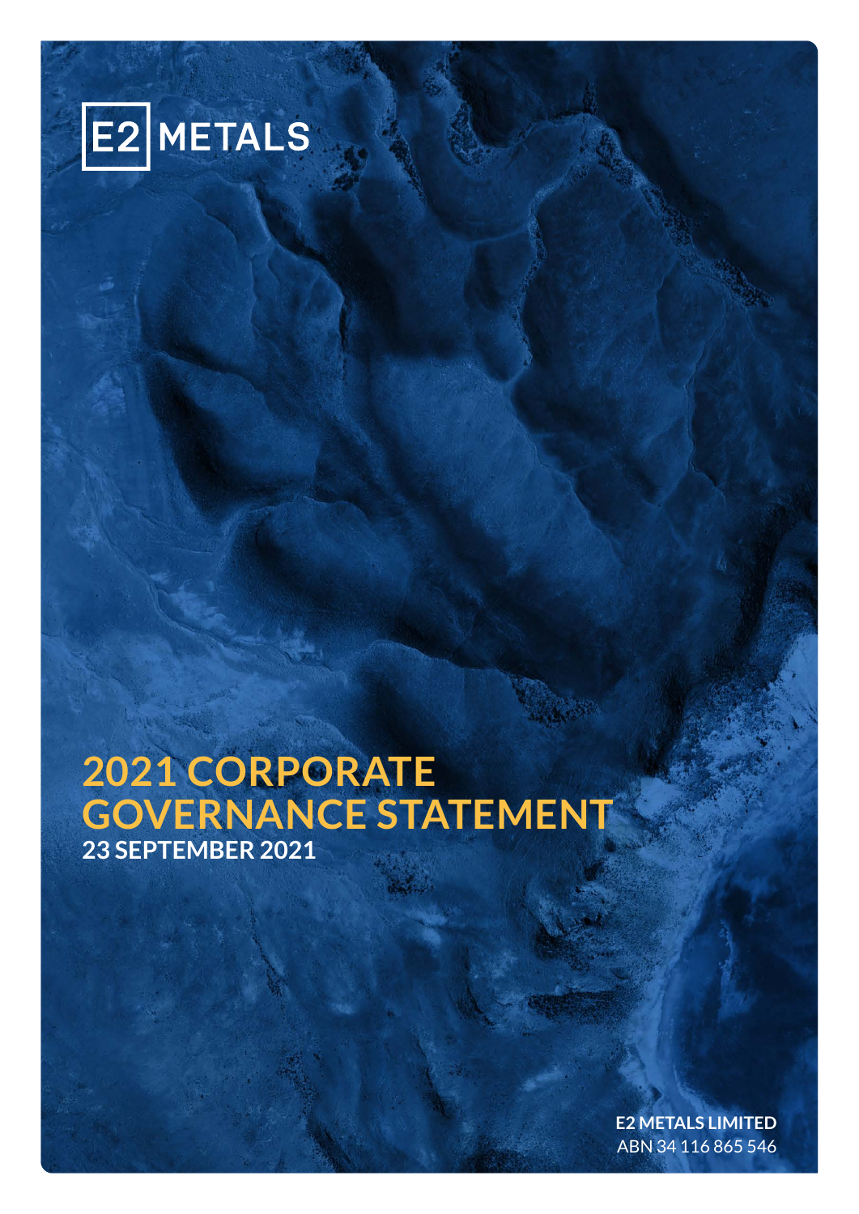E2 METALS

# 2021 CORPORATE GOVERNANCE STATEMENT

**23 SEPTEMBER 2021**

**E2 METALS LIMITED**
ABN 34 116 865 546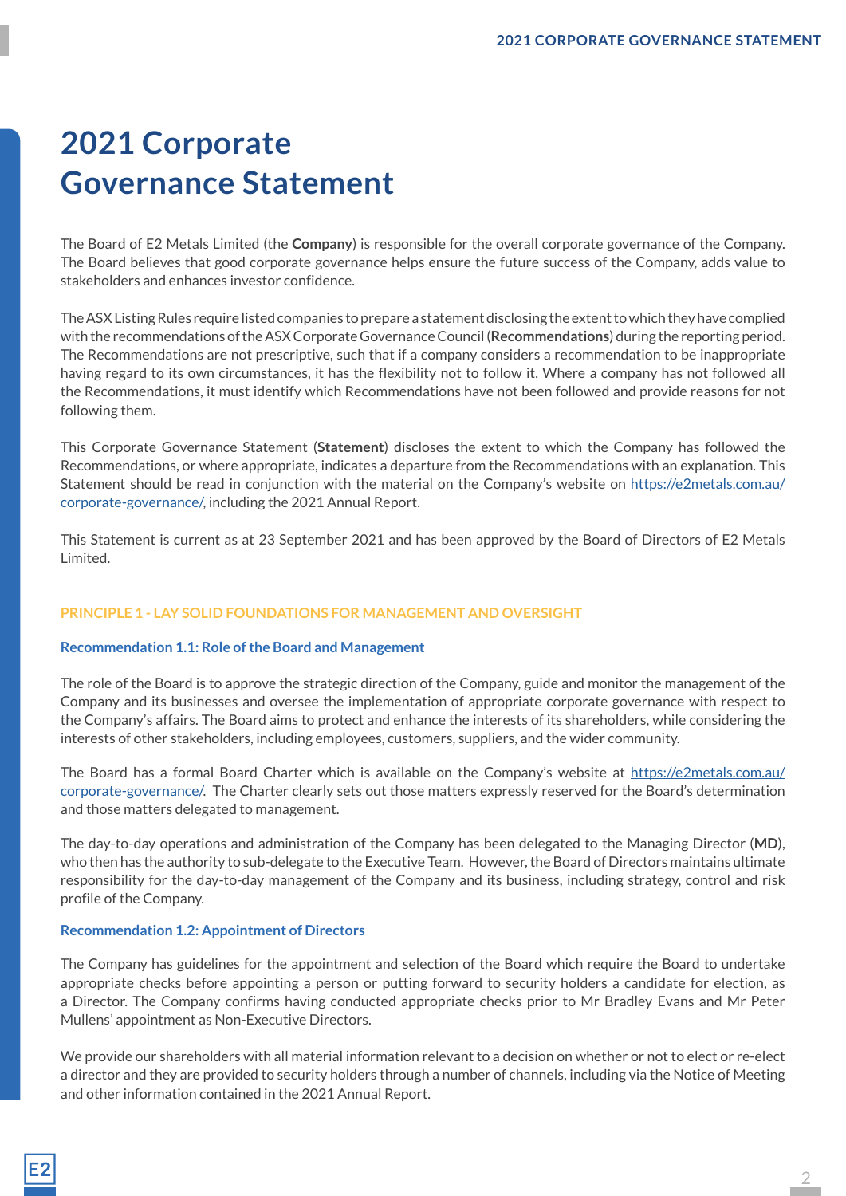# 2021 Corporate Governance Statement

The Board of E2 Metals Limited (the **Company**) is responsible for the overall corporate governance of the Company. The Board believes that good corporate governance helps ensure the future success of the Company, adds value to stakeholders and enhances investor confidence.

The ASX Listing Rules require listed companies to prepare a statement disclosing the extent to which they have complied with the recommendations of the ASX Corporate Governance Council (**Recommendations**) during the reporting period. The Recommendations are not prescriptive, such that if a company considers a recommendation to be inappropriate having regard to its own circumstances, it has the flexibility not to follow it. Where a company has not followed all the Recommendations, it must identify which Recommendations have not been followed and provide reasons for not following them.

This Corporate Governance Statement (**Statement**) discloses the extent to which the Company has followed the Recommendations, or where appropriate, indicates a departure from the Recommendations with an explanation. This Statement should be read in conjunction with the material on the Company's website on https://e2metals.com.au/corporate-governance/, including the 2021 Annual Report.

This Statement is current as at 23 September 2021 and has been approved by the Board of Directors of E2 Metals Limited.

## PRINCIPLE 1 - LAY SOLID FOUNDATIONS FOR MANAGEMENT AND OVERSIGHT

### Recommendation 1.1: Role of the Board and Management

The role of the Board is to approve the strategic direction of the Company, guide and monitor the management of the Company and its businesses and oversee the implementation of appropriate corporate governance with respect to the Company's affairs. The Board aims to protect and enhance the interests of its shareholders, while considering the interests of other stakeholders, including employees, customers, suppliers, and the wider community.

The Board has a formal Board Charter which is available on the Company's website at https://e2metals.com.au/corporate-governance/. The Charter clearly sets out those matters expressly reserved for the Board's determination and those matters delegated to management.

The day-to-day operations and administration of the Company has been delegated to the Managing Director (**MD**), who then has the authority to sub-delegate to the Executive Team. However, the Board of Directors maintains ultimate responsibility for the day-to-day management of the Company and its business, including strategy, control and risk profile of the Company.

### Recommendation 1.2: Appointment of Directors

The Company has guidelines for the appointment and selection of the Board which require the Board to undertake appropriate checks before appointing a person or putting forward to security holders a candidate for election, as a Director. The Company confirms having conducted appropriate checks prior to Mr Bradley Evans and Mr Peter Mullens' appointment as Non-Executive Directors.

We provide our shareholders with all material information relevant to a decision on whether or not to elect or re-elect a director and they are provided to security holders through a number of channels, including via the Notice of Meeting and other information contained in the 2021 Annual Report.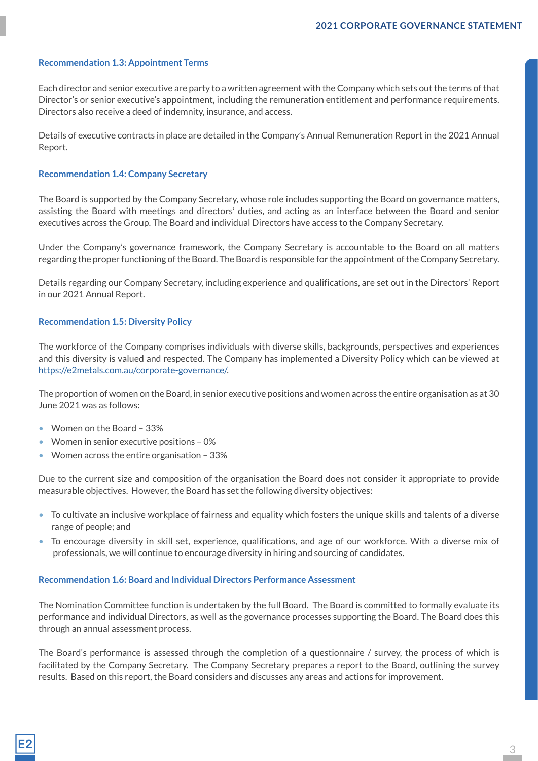### Recommendation 1.3: Appointment Terms

Each director and senior executive are party to a written agreement with the Company which sets out the terms of that Director's or senior executive's appointment, including the remuneration entitlement and performance requirements. Directors also receive a deed of indemnity, insurance, and access.

Details of executive contracts in place are detailed in the Company's Annual Remuneration Report in the 2021 Annual Report.

### Recommendation 1.4: Company Secretary

The Board is supported by the Company Secretary, whose role includes supporting the Board on governance matters, assisting the Board with meetings and directors' duties, and acting as an interface between the Board and senior executives across the Group. The Board and individual Directors have access to the Company Secretary.

Under the Company's governance framework, the Company Secretary is accountable to the Board on all matters regarding the proper functioning of the Board. The Board is responsible for the appointment of the Company Secretary.

Details regarding our Company Secretary, including experience and qualifications, are set out in the Directors' Report in our 2021 Annual Report.

### Recommendation 1.5: Diversity Policy

The workforce of the Company comprises individuals with diverse skills, backgrounds, perspectives and experiences and this diversity is valued and respected. The Company has implemented a Diversity Policy which can be viewed at https://e2metals.com.au/corporate-governance/.

The proportion of women on the Board, in senior executive positions and women across the entire organisation as at 30 June 2021 was as follows:

- Women on the Board – 33%
- Women in senior executive positions – 0%
- Women across the entire organisation – 33%

Due to the current size and composition of the organisation the Board does not consider it appropriate to provide measurable objectives. However, the Board has set the following diversity objectives:

- To cultivate an inclusive workplace of fairness and equality which fosters the unique skills and talents of a diverse range of people; and
- To encourage diversity in skill set, experience, qualifications, and age of our workforce. With a diverse mix of professionals, we will continue to encourage diversity in hiring and sourcing of candidates.

### Recommendation 1.6: Board and Individual Directors Performance Assessment

The Nomination Committee function is undertaken by the full Board. The Board is committed to formally evaluate its performance and individual Directors, as well as the governance processes supporting the Board. The Board does this through an annual assessment process.

The Board's performance is assessed through the completion of a questionnaire / survey, the process of which is facilitated by the Company Secretary. The Company Secretary prepares a report to the Board, outlining the survey results. Based on this report, the Board considers and discusses any areas and actions for improvement.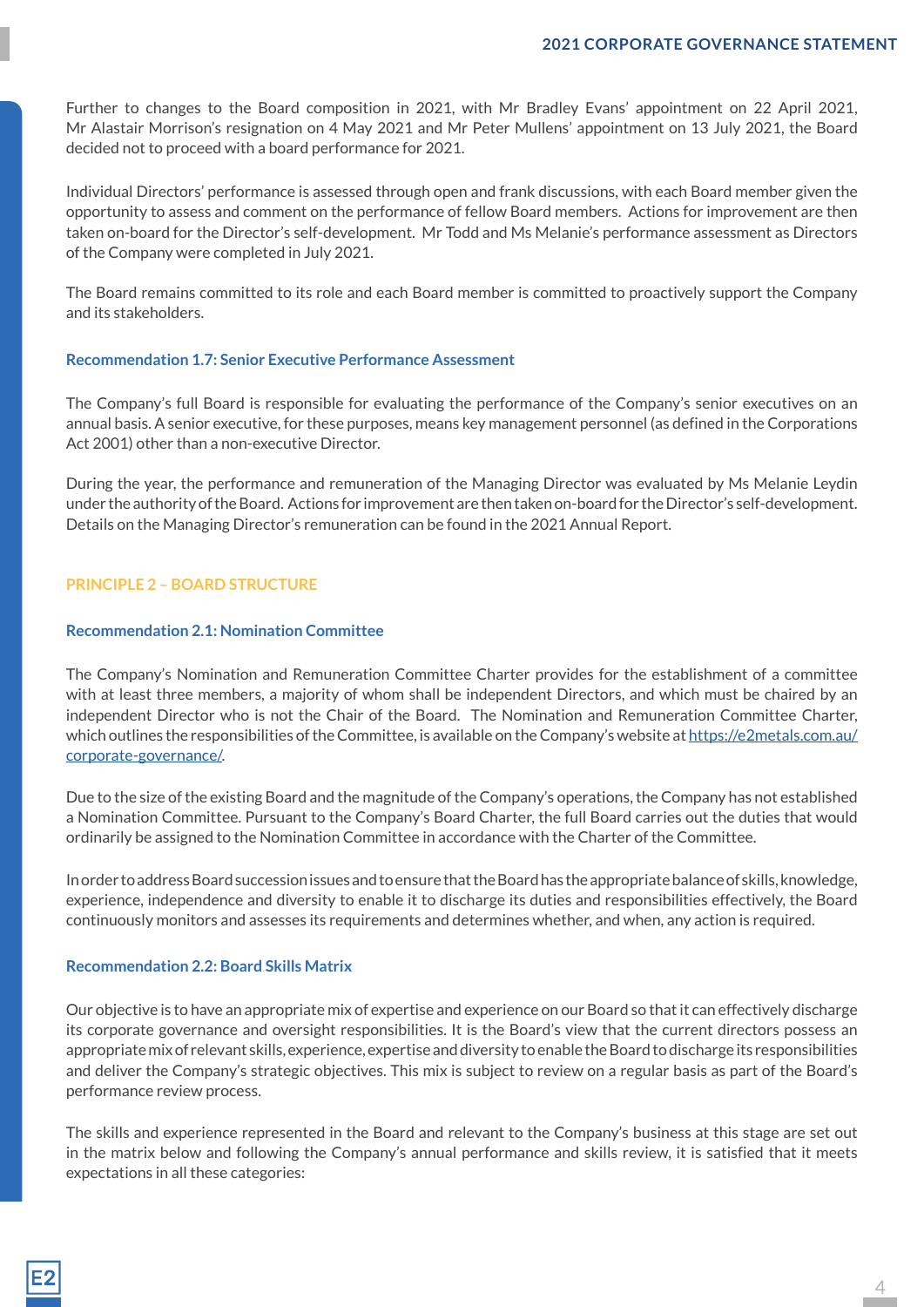Further to changes to the Board composition in 2021, with Mr Bradley Evans' appointment on 22 April 2021, Mr Alastair Morrison's resignation on 4 May 2021 and Mr Peter Mullens' appointment on 13 July 2021, the Board decided not to proceed with a board performance for 2021.

Individual Directors' performance is assessed through open and frank discussions, with each Board member given the opportunity to assess and comment on the performance of fellow Board members. Actions for improvement are then taken on-board for the Director's self-development. Mr Todd and Ms Melanie's performance assessment as Directors of the Company were completed in July 2021.

The Board remains committed to its role and each Board member is committed to proactively support the Company and its stakeholders.

### Recommendation 1.7: Senior Executive Performance Assessment

The Company's full Board is responsible for evaluating the performance of the Company's senior executives on an annual basis. A senior executive, for these purposes, means key management personnel (as defined in the Corporations Act 2001) other than a non-executive Director.

During the year, the performance and remuneration of the Managing Director was evaluated by Ms Melanie Leydin under the authority of the Board. Actions for improvement are then taken on-board for the Director's self-development. Details on the Managing Director's remuneration can be found in the 2021 Annual Report.

## PRINCIPLE 2 – BOARD STRUCTURE

### Recommendation 2.1: Nomination Committee

The Company's Nomination and Remuneration Committee Charter provides for the establishment of a committee with at least three members, a majority of whom shall be independent Directors, and which must be chaired by an independent Director who is not the Chair of the Board. The Nomination and Remuneration Committee Charter, which outlines the responsibilities of the Committee, is available on the Company's website at [https://e2metals.com.au/corporate-governance/](https://e2metals.com.au/corporate-governance/).

Due to the size of the existing Board and the magnitude of the Company's operations, the Company has not established a Nomination Committee. Pursuant to the Company's Board Charter, the full Board carries out the duties that would ordinarily be assigned to the Nomination Committee in accordance with the Charter of the Committee.

In order to address Board succession issues and to ensure that the Board has the appropriate balance of skills, knowledge, experience, independence and diversity to enable it to discharge its duties and responsibilities effectively, the Board continuously monitors and assesses its requirements and determines whether, and when, any action is required.

### Recommendation 2.2: Board Skills Matrix

Our objective is to have an appropriate mix of expertise and experience on our Board so that it can effectively discharge its corporate governance and oversight responsibilities. It is the Board's view that the current directors possess an appropriate mix of relevant skills, experience, expertise and diversity to enable the Board to discharge its responsibilities and deliver the Company's strategic objectives. This mix is subject to review on a regular basis as part of the Board's performance review process.

The skills and experience represented in the Board and relevant to the Company's business at this stage are set out in the matrix below and following the Company's annual performance and skills review, it is satisfied that it meets expectations in all these categories: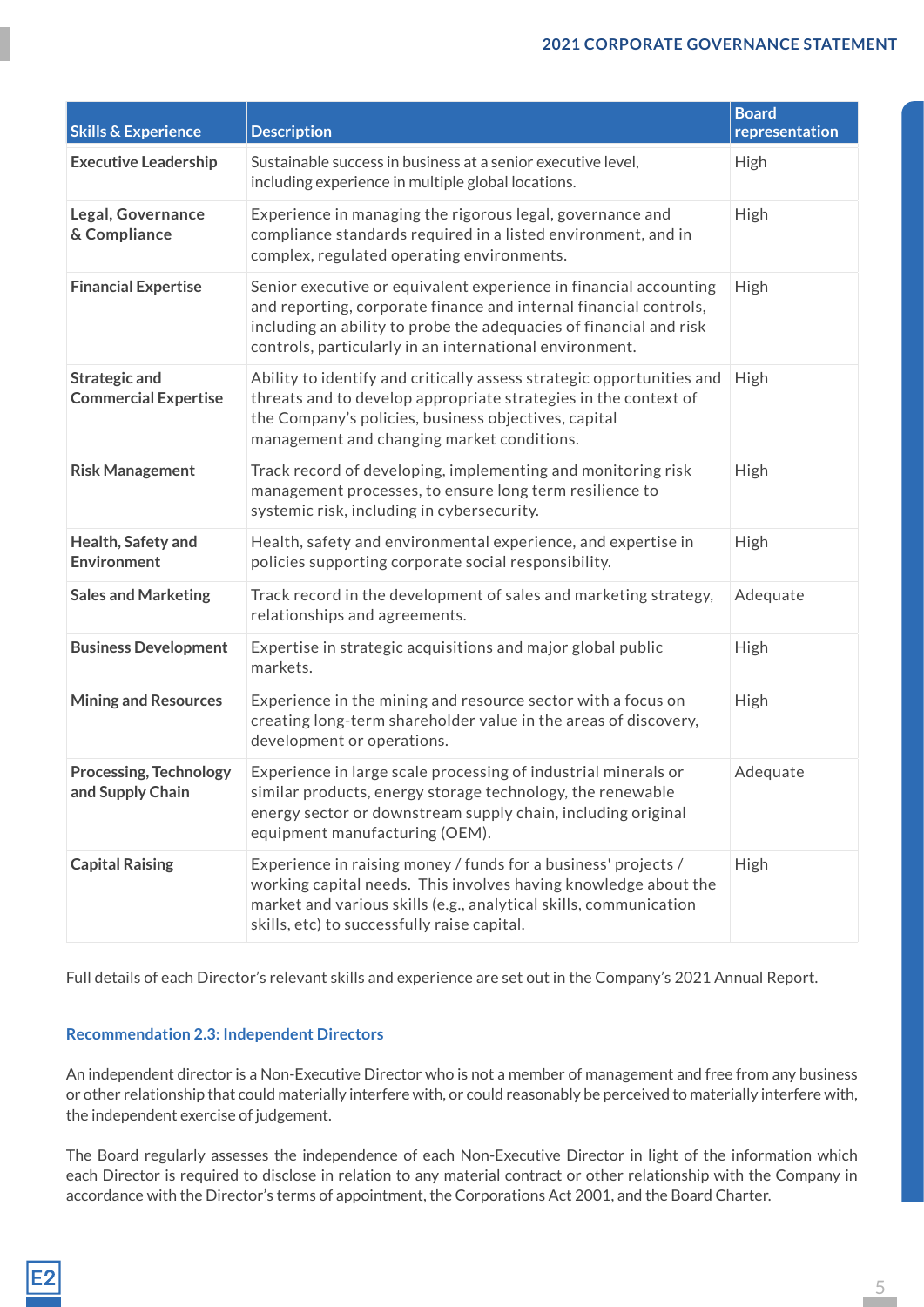| Skills & Experience | Description | Board representation |
|---|---|---|
| **Executive Leadership** | Sustainable success in business at a senior executive level, including experience in multiple global locations. | High |
| **Legal, Governance & Compliance** | Experience in managing the rigorous legal, governance and compliance standards required in a listed environment, and in complex, regulated operating environments. | High |
| **Financial Expertise** | Senior executive or equivalent experience in financial accounting and reporting, corporate finance and internal financial controls, including an ability to probe the adequacies of financial and risk controls, particularly in an international environment. | High |
| **Strategic and Commercial Expertise** | Ability to identify and critically assess strategic opportunities and threats and to develop appropriate strategies in the context of the Company's policies, business objectives, capital management and changing market conditions. | High |
| **Risk Management** | Track record of developing, implementing and monitoring risk management processes, to ensure long term resilience to systemic risk, including in cybersecurity. | High |
| **Health, Safety and Environment** | Health, safety and environmental experience, and expertise in policies supporting corporate social responsibility. | High |
| **Sales and Marketing** | Track record in the development of sales and marketing strategy, relationships and agreements. | Adequate |
| **Business Development** | Expertise in strategic acquisitions and major global public markets. | High |
| **Mining and Resources** | Experience in the mining and resource sector with a focus on creating long-term shareholder value in the areas of discovery, development or operations. | High |
| **Processing, Technology and Supply Chain** | Experience in large scale processing of industrial minerals or similar products, energy storage technology, the renewable energy sector or downstream supply chain, including original equipment manufacturing (OEM). | Adequate |
| **Capital Raising** | Experience in raising money / funds for a business' projects / working capital needs. This involves having knowledge about the market and various skills (e.g., analytical skills, communication skills, etc) to successfully raise capital. | High |

Full details of each Director's relevant skills and experience are set out in the Company's 2021 Annual Report.

### Recommendation 2.3: Independent Directors

An independent director is a Non-Executive Director who is not a member of management and free from any business or other relationship that could materially interfere with, or could reasonably be perceived to materially interfere with, the independent exercise of judgement.

The Board regularly assesses the independence of each Non-Executive Director in light of the information which each Director is required to disclose in relation to any material contract or other relationship with the Company in accordance with the Director's terms of appointment, the Corporations Act 2001, and the Board Charter.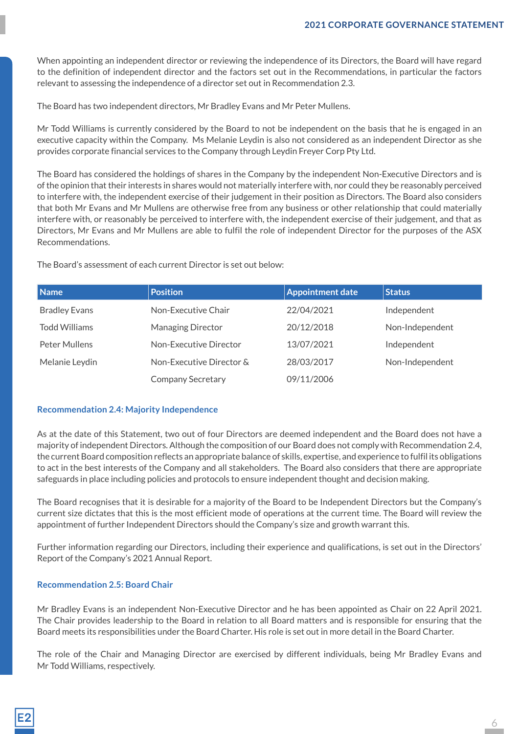When appointing an independent director or reviewing the independence of its Directors, the Board will have regard to the definition of independent director and the factors set out in the Recommendations, in particular the factors relevant to assessing the independence of a director set out in Recommendation 2.3.

The Board has two independent directors, Mr Bradley Evans and Mr Peter Mullens.

Mr Todd Williams is currently considered by the Board to not be independent on the basis that he is engaged in an executive capacity within the Company. Ms Melanie Leydin is also not considered as an independent Director as she provides corporate financial services to the Company through Leydin Freyer Corp Pty Ltd.

The Board has considered the holdings of shares in the Company by the independent Non-Executive Directors and is of the opinion that their interests in shares would not materially interfere with, nor could they be reasonably perceived to interfere with, the independent exercise of their judgement in their position as Directors. The Board also considers that both Mr Evans and Mr Mullens are otherwise free from any business or other relationship that could materially interfere with, or reasonably be perceived to interfere with, the independent exercise of their judgement, and that as Directors, Mr Evans and Mr Mullens are able to fulfil the role of independent Director for the purposes of the ASX Recommendations.

The Board's assessment of each current Director is set out below:

| Name | Position | Appointment date | Status |
|---|---|---|---|
| Bradley Evans | Non-Executive Chair | 22/04/2021 | Independent |
| Todd Williams | Managing Director | 20/12/2018 | Non-Independent |
| Peter Mullens | Non-Executive Director | 13/07/2021 | Independent |
| Melanie Leydin | Non-Executive Director & Company Secretary | 28/03/2017<br>09/11/2006 | Non-Independent |

### Recommendation 2.4: Majority Independence

As at the date of this Statement, two out of four Directors are deemed independent and the Board does not have a majority of independent Directors. Although the composition of our Board does not comply with Recommendation 2.4, the current Board composition reflects an appropriate balance of skills, expertise, and experience to fulfil its obligations to act in the best interests of the Company and all stakeholders. The Board also considers that there are appropriate safeguards in place including policies and protocols to ensure independent thought and decision making.

The Board recognises that it is desirable for a majority of the Board to be Independent Directors but the Company's current size dictates that this is the most efficient mode of operations at the current time. The Board will review the appointment of further Independent Directors should the Company's size and growth warrant this.

Further information regarding our Directors, including their experience and qualifications, is set out in the Directors' Report of the Company's 2021 Annual Report.

### Recommendation 2.5: Board Chair

Mr Bradley Evans is an independent Non-Executive Director and he has been appointed as Chair on 22 April 2021. The Chair provides leadership to the Board in relation to all Board matters and is responsible for ensuring that the Board meets its responsibilities under the Board Charter. His role is set out in more detail in the Board Charter.

The role of the Chair and Managing Director are exercised by different individuals, being Mr Bradley Evans and Mr Todd Williams, respectively.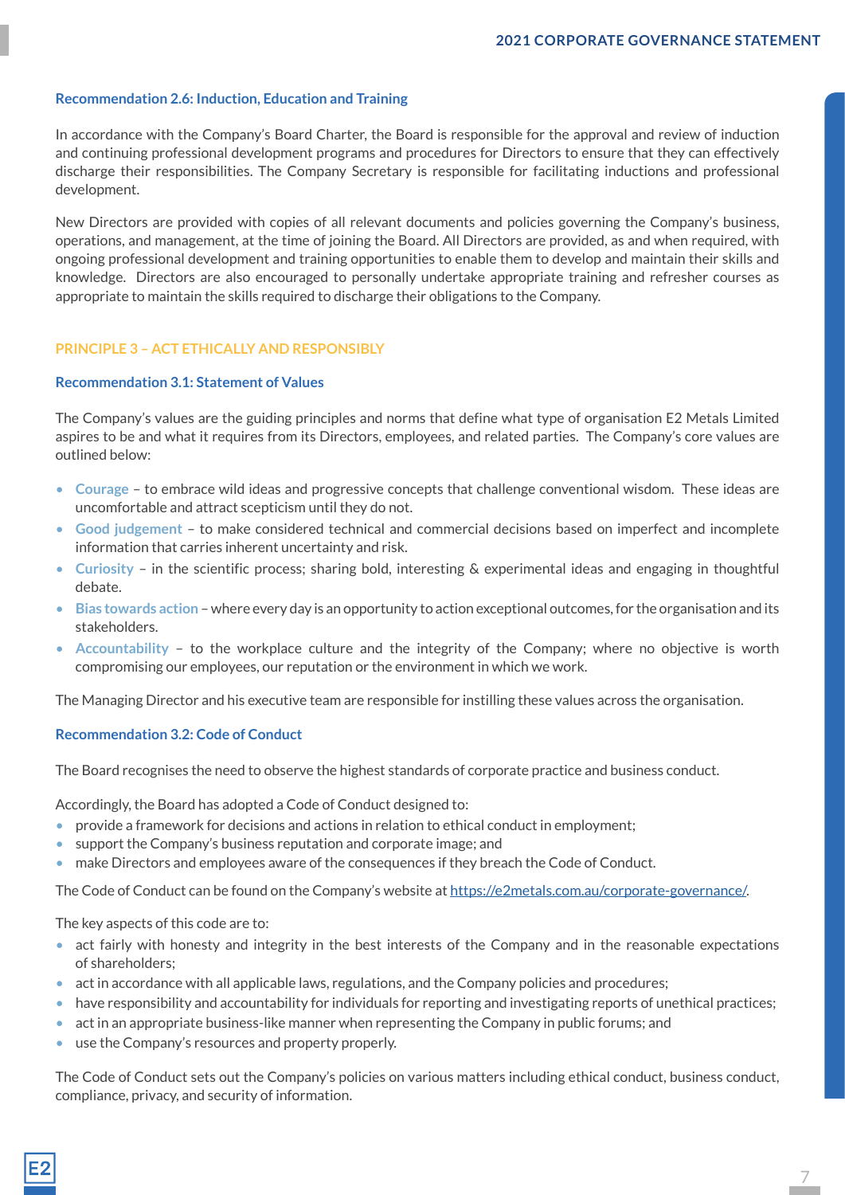### Recommendation 2.6: Induction, Education and Training

In accordance with the Company's Board Charter, the Board is responsible for the approval and review of induction and continuing professional development programs and procedures for Directors to ensure that they can effectively discharge their responsibilities. The Company Secretary is responsible for facilitating inductions and professional development.

New Directors are provided with copies of all relevant documents and policies governing the Company's business, operations, and management, at the time of joining the Board. All Directors are provided, as and when required, with ongoing professional development and training opportunities to enable them to develop and maintain their skills and knowledge. Directors are also encouraged to personally undertake appropriate training and refresher courses as appropriate to maintain the skills required to discharge their obligations to the Company.

## PRINCIPLE 3 – ACT ETHICALLY AND RESPONSIBLY

### Recommendation 3.1: Statement of Values

The Company's values are the guiding principles and norms that define what type of organisation E2 Metals Limited aspires to be and what it requires from its Directors, employees, and related parties. The Company's core values are outlined below:

- **Courage** – to embrace wild ideas and progressive concepts that challenge conventional wisdom. These ideas are uncomfortable and attract scepticism until they do not.
- **Good judgement** – to make considered technical and commercial decisions based on imperfect and incomplete information that carries inherent uncertainty and risk.
- **Curiosity** – in the scientific process; sharing bold, interesting & experimental ideas and engaging in thoughtful debate.
- **Bias towards action** – where every day is an opportunity to action exceptional outcomes, for the organisation and its stakeholders.
- **Accountability** – to the workplace culture and the integrity of the Company; where no objective is worth compromising our employees, our reputation or the environment in which we work.

The Managing Director and his executive team are responsible for instilling these values across the organisation.

### Recommendation 3.2: Code of Conduct

The Board recognises the need to observe the highest standards of corporate practice and business conduct.

Accordingly, the Board has adopted a Code of Conduct designed to:

- provide a framework for decisions and actions in relation to ethical conduct in employment;
- support the Company's business reputation and corporate image; and
- make Directors and employees aware of the consequences if they breach the Code of Conduct.

The Code of Conduct can be found on the Company's website at https://e2metals.com.au/corporate-governance/.

The key aspects of this code are to:

- act fairly with honesty and integrity in the best interests of the Company and in the reasonable expectations of shareholders;
- act in accordance with all applicable laws, regulations, and the Company policies and procedures;
- have responsibility and accountability for individuals for reporting and investigating reports of unethical practices;
- act in an appropriate business-like manner when representing the Company in public forums; and
- use the Company's resources and property properly.

The Code of Conduct sets out the Company's policies on various matters including ethical conduct, business conduct, compliance, privacy, and security of information.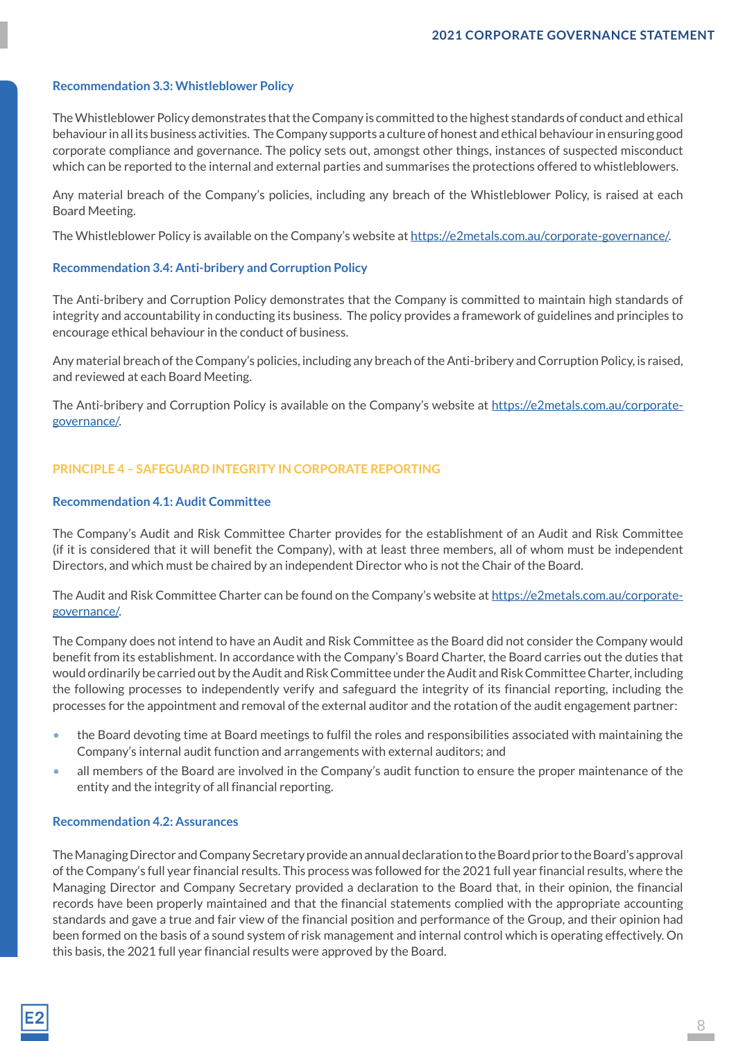### Recommendation 3.3: Whistleblower Policy

The Whistleblower Policy demonstrates that the Company is committed to the highest standards of conduct and ethical behaviour in all its business activities. The Company supports a culture of honest and ethical behaviour in ensuring good corporate compliance and governance. The policy sets out, amongst other things, instances of suspected misconduct which can be reported to the internal and external parties and summarises the protections offered to whistleblowers.

Any material breach of the Company's policies, including any breach of the Whistleblower Policy, is raised at each Board Meeting.

The Whistleblower Policy is available on the Company's website at https://e2metals.com.au/corporate-governance/.

### Recommendation 3.4: Anti-bribery and Corruption Policy

The Anti-bribery and Corruption Policy demonstrates that the Company is committed to maintain high standards of integrity and accountability in conducting its business. The policy provides a framework of guidelines and principles to encourage ethical behaviour in the conduct of business.

Any material breach of the Company's policies, including any breach of the Anti-bribery and Corruption Policy, is raised, and reviewed at each Board Meeting.

The Anti-bribery and Corruption Policy is available on the Company's website at https://e2metals.com.au/corporate-governance/.

## PRINCIPLE 4 – SAFEGUARD INTEGRITY IN CORPORATE REPORTING

### Recommendation 4.1: Audit Committee

The Company's Audit and Risk Committee Charter provides for the establishment of an Audit and Risk Committee (if it is considered that it will benefit the Company), with at least three members, all of whom must be independent Directors, and which must be chaired by an independent Director who is not the Chair of the Board.

The Audit and Risk Committee Charter can be found on the Company's website at https://e2metals.com.au/corporate-governance/.

The Company does not intend to have an Audit and Risk Committee as the Board did not consider the Company would benefit from its establishment. In accordance with the Company's Board Charter, the Board carries out the duties that would ordinarily be carried out by the Audit and Risk Committee under the Audit and Risk Committee Charter, including the following processes to independently verify and safeguard the integrity of its financial reporting, including the processes for the appointment and removal of the external auditor and the rotation of the audit engagement partner:

- the Board devoting time at Board meetings to fulfil the roles and responsibilities associated with maintaining the Company's internal audit function and arrangements with external auditors; and
- all members of the Board are involved in the Company's audit function to ensure the proper maintenance of the entity and the integrity of all financial reporting.

### Recommendation 4.2: Assurances

The Managing Director and Company Secretary provide an annual declaration to the Board prior to the Board's approval of the Company's full year financial results. This process was followed for the 2021 full year financial results, where the Managing Director and Company Secretary provided a declaration to the Board that, in their opinion, the financial records have been properly maintained and that the financial statements complied with the appropriate accounting standards and gave a true and fair view of the financial position and performance of the Group, and their opinion had been formed on the basis of a sound system of risk management and internal control which is operating effectively. On this basis, the 2021 full year financial results were approved by the Board.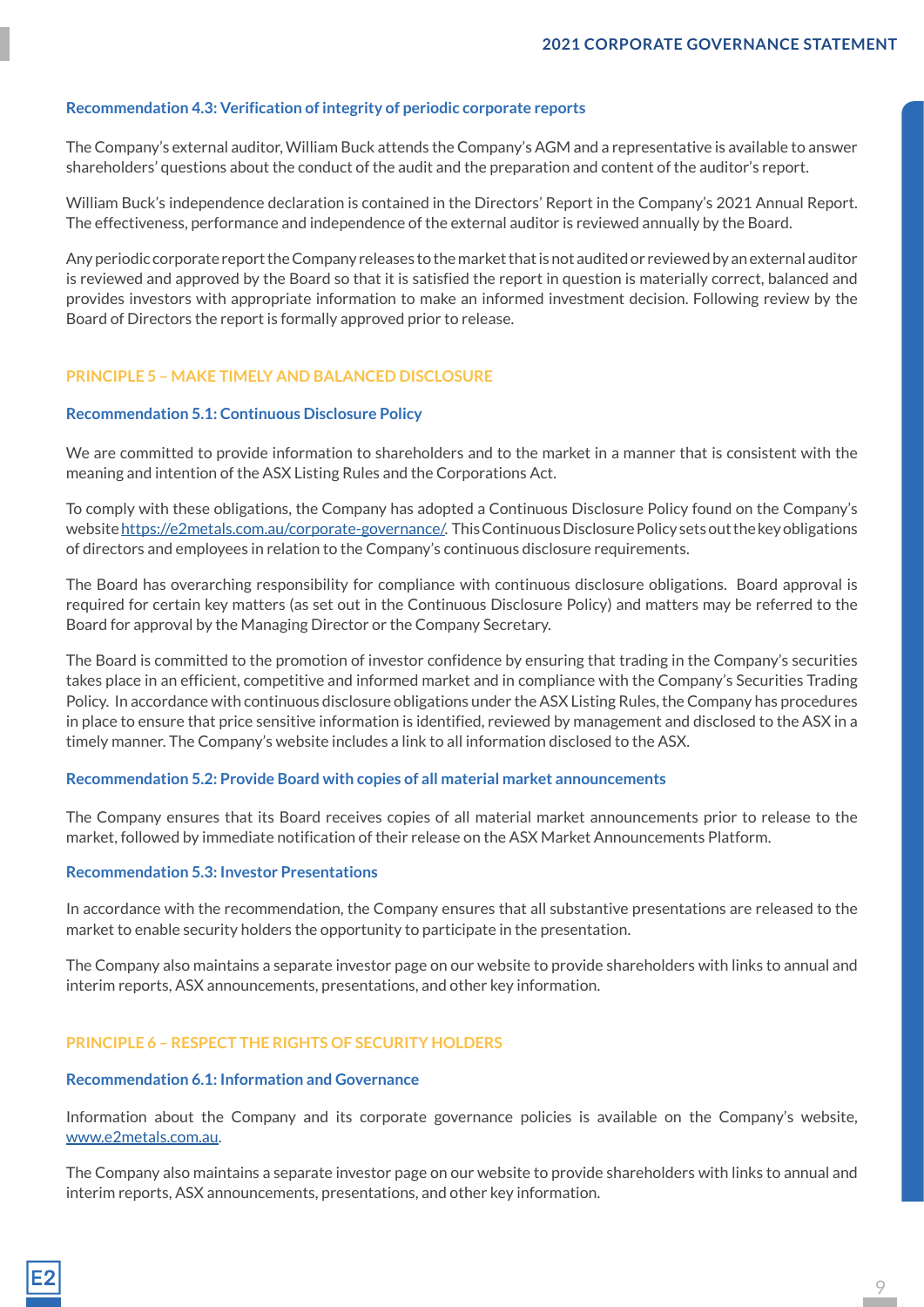### Recommendation 4.3: Verification of integrity of periodic corporate reports

The Company's external auditor, William Buck attends the Company's AGM and a representative is available to answer shareholders' questions about the conduct of the audit and the preparation and content of the auditor's report.

William Buck's independence declaration is contained in the Directors' Report in the Company's 2021 Annual Report. The effectiveness, performance and independence of the external auditor is reviewed annually by the Board.

Any periodic corporate report the Company releases to the market that is not audited or reviewed by an external auditor is reviewed and approved by the Board so that it is satisfied the report in question is materially correct, balanced and provides investors with appropriate information to make an informed investment decision. Following review by the Board of Directors the report is formally approved prior to release.

## PRINCIPLE 5 – MAKE TIMELY AND BALANCED DISCLOSURE

### Recommendation 5.1: Continuous Disclosure Policy

We are committed to provide information to shareholders and to the market in a manner that is consistent with the meaning and intention of the ASX Listing Rules and the Corporations Act.

To comply with these obligations, the Company has adopted a Continuous Disclosure Policy found on the Company's website https://e2metals.com.au/corporate-governance/. This Continuous Disclosure Policy sets out the key obligations of directors and employees in relation to the Company's continuous disclosure requirements.

The Board has overarching responsibility for compliance with continuous disclosure obligations. Board approval is required for certain key matters (as set out in the Continuous Disclosure Policy) and matters may be referred to the Board for approval by the Managing Director or the Company Secretary.

The Board is committed to the promotion of investor confidence by ensuring that trading in the Company's securities takes place in an efficient, competitive and informed market and in compliance with the Company's Securities Trading Policy. In accordance with continuous disclosure obligations under the ASX Listing Rules, the Company has procedures in place to ensure that price sensitive information is identified, reviewed by management and disclosed to the ASX in a timely manner. The Company's website includes a link to all information disclosed to the ASX.

### Recommendation 5.2: Provide Board with copies of all material market announcements

The Company ensures that its Board receives copies of all material market announcements prior to release to the market, followed by immediate notification of their release on the ASX Market Announcements Platform.

### Recommendation 5.3: Investor Presentations

In accordance with the recommendation, the Company ensures that all substantive presentations are released to the market to enable security holders the opportunity to participate in the presentation.

The Company also maintains a separate investor page on our website to provide shareholders with links to annual and interim reports, ASX announcements, presentations, and other key information.

## PRINCIPLE 6 – RESPECT THE RIGHTS OF SECURITY HOLDERS

### Recommendation 6.1: Information and Governance

Information about the Company and its corporate governance policies is available on the Company's website, www.e2metals.com.au.

The Company also maintains a separate investor page on our website to provide shareholders with links to annual and interim reports, ASX announcements, presentations, and other key information.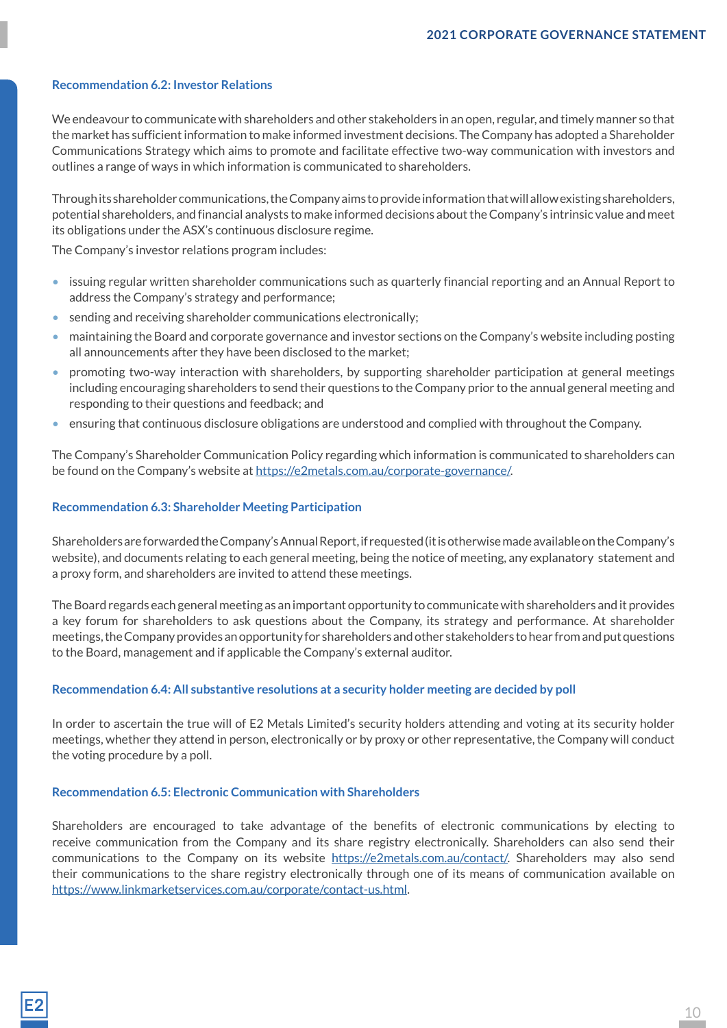### Recommendation 6.2: Investor Relations

We endeavour to communicate with shareholders and other stakeholders in an open, regular, and timely manner so that the market has sufficient information to make informed investment decisions. The Company has adopted a Shareholder Communications Strategy which aims to promote and facilitate effective two-way communication with investors and outlines a range of ways in which information is communicated to shareholders.

Through its shareholder communications, the Company aims to provide information that will allow existing shareholders, potential shareholders, and financial analysts to make informed decisions about the Company's intrinsic value and meet its obligations under the ASX's continuous disclosure regime.

The Company's investor relations program includes:

- issuing regular written shareholder communications such as quarterly financial reporting and an Annual Report to address the Company's strategy and performance;
- sending and receiving shareholder communications electronically;
- maintaining the Board and corporate governance and investor sections on the Company's website including posting all announcements after they have been disclosed to the market;
- promoting two-way interaction with shareholders, by supporting shareholder participation at general meetings including encouraging shareholders to send their questions to the Company prior to the annual general meeting and responding to their questions and feedback; and
- ensuring that continuous disclosure obligations are understood and complied with throughout the Company.

The Company's Shareholder Communication Policy regarding which information is communicated to shareholders can be found on the Company's website at https://e2metals.com.au/corporate-governance/.

### Recommendation 6.3: Shareholder Meeting Participation

Shareholders are forwarded the Company's Annual Report, if requested (it is otherwise made available on the Company's website), and documents relating to each general meeting, being the notice of meeting, any explanatory statement and a proxy form, and shareholders are invited to attend these meetings.

The Board regards each general meeting as an important opportunity to communicate with shareholders and it provides a key forum for shareholders to ask questions about the Company, its strategy and performance. At shareholder meetings, the Company provides an opportunity for shareholders and other stakeholders to hear from and put questions to the Board, management and if applicable the Company's external auditor.

### Recommendation 6.4: All substantive resolutions at a security holder meeting are decided by poll

In order to ascertain the true will of E2 Metals Limited's security holders attending and voting at its security holder meetings, whether they attend in person, electronically or by proxy or other representative, the Company will conduct the voting procedure by a poll.

### Recommendation 6.5: Electronic Communication with Shareholders

Shareholders are encouraged to take advantage of the benefits of electronic communications by electing to receive communication from the Company and its share registry electronically. Shareholders can also send their communications to the Company on its website https://e2metals.com.au/contact/. Shareholders may also send their communications to the share registry electronically through one of its means of communication available on https://www.linkmarketservices.com.au/corporate/contact-us.html.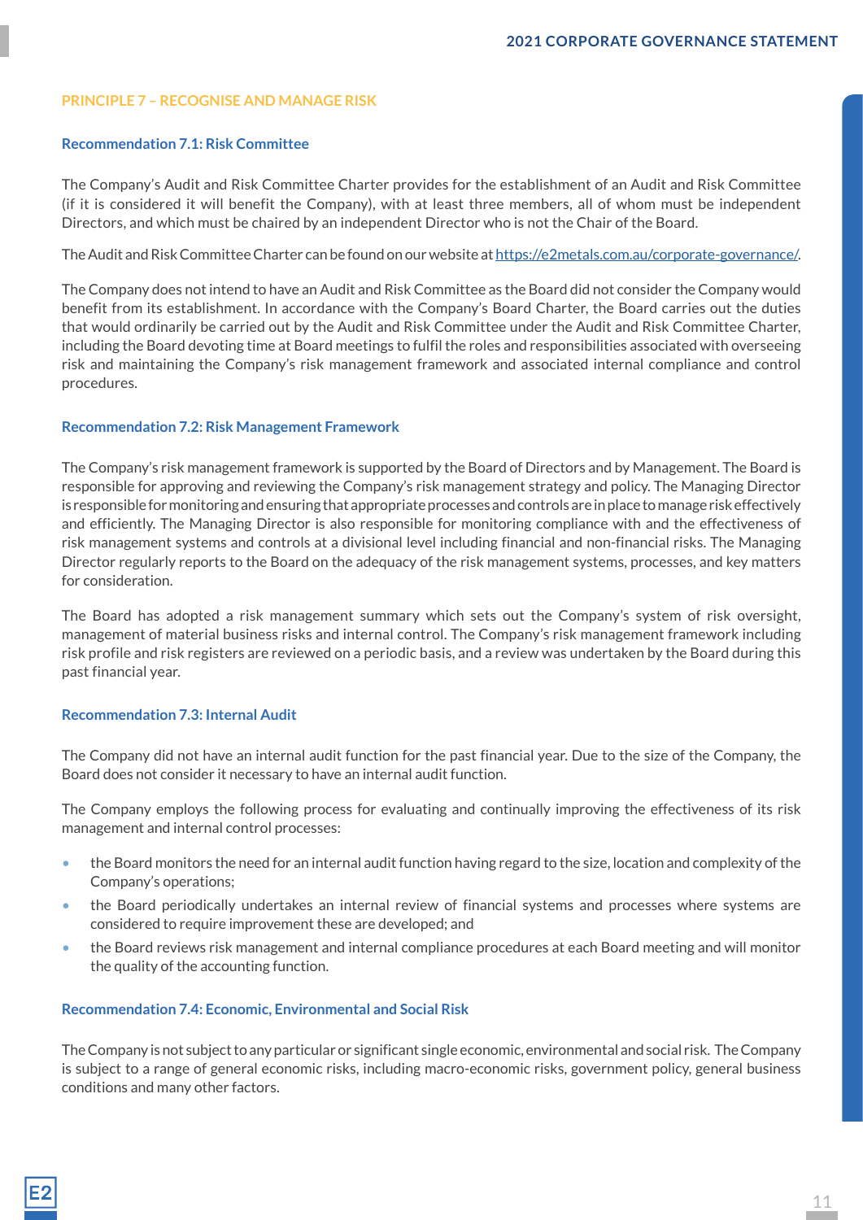## PRINCIPLE 7 – RECOGNISE AND MANAGE RISK

### Recommendation 7.1: Risk Committee

The Company's Audit and Risk Committee Charter provides for the establishment of an Audit and Risk Committee (if it is considered it will benefit the Company), with at least three members, all of whom must be independent Directors, and which must be chaired by an independent Director who is not the Chair of the Board.

The Audit and Risk Committee Charter can be found on our website at https://e2metals.com.au/corporate-governance/.

The Company does not intend to have an Audit and Risk Committee as the Board did not consider the Company would benefit from its establishment. In accordance with the Company's Board Charter, the Board carries out the duties that would ordinarily be carried out by the Audit and Risk Committee under the Audit and Risk Committee Charter, including the Board devoting time at Board meetings to fulfil the roles and responsibilities associated with overseeing risk and maintaining the Company's risk management framework and associated internal compliance and control procedures.

### Recommendation 7.2: Risk Management Framework

The Company's risk management framework is supported by the Board of Directors and by Management. The Board is responsible for approving and reviewing the Company's risk management strategy and policy. The Managing Director is responsible for monitoring and ensuring that appropriate processes and controls are in place to manage risk effectively and efficiently. The Managing Director is also responsible for monitoring compliance with and the effectiveness of risk management systems and controls at a divisional level including financial and non-financial risks. The Managing Director regularly reports to the Board on the adequacy of the risk management systems, processes, and key matters for consideration.

The Board has adopted a risk management summary which sets out the Company's system of risk oversight, management of material business risks and internal control. The Company's risk management framework including risk profile and risk registers are reviewed on a periodic basis, and a review was undertaken by the Board during this past financial year.

### Recommendation 7.3: Internal Audit

The Company did not have an internal audit function for the past financial year. Due to the size of the Company, the Board does not consider it necessary to have an internal audit function.

The Company employs the following process for evaluating and continually improving the effectiveness of its risk management and internal control processes:

- the Board monitors the need for an internal audit function having regard to the size, location and complexity of the Company's operations;
- the Board periodically undertakes an internal review of financial systems and processes where systems are considered to require improvement these are developed; and
- the Board reviews risk management and internal compliance procedures at each Board meeting and will monitor the quality of the accounting function.

### Recommendation 7.4: Economic, Environmental and Social Risk

The Company is not subject to any particular or significant single economic, environmental and social risk. The Company is subject to a range of general economic risks, including macro-economic risks, government policy, general business conditions and many other factors.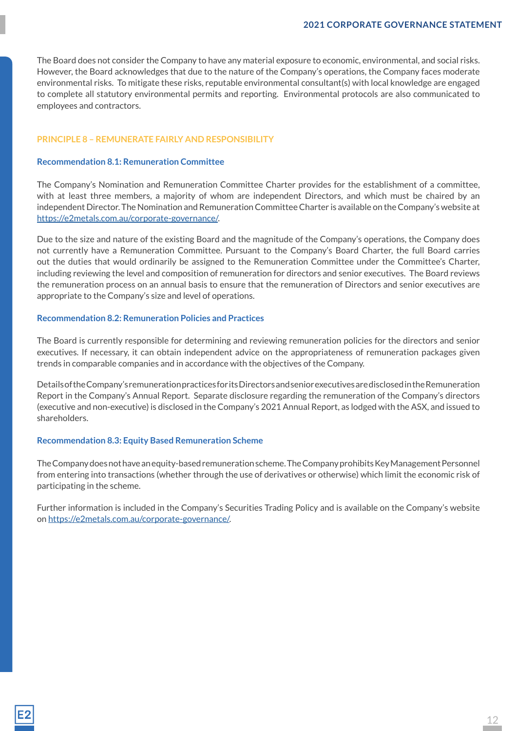The Board does not consider the Company to have any material exposure to economic, environmental, and social risks. However, the Board acknowledges that due to the nature of the Company's operations, the Company faces moderate environmental risks. To mitigate these risks, reputable environmental consultant(s) with local knowledge are engaged to complete all statutory environmental permits and reporting. Environmental protocols are also communicated to employees and contractors.

## PRINCIPLE 8 – REMUNERATE FAIRLY AND RESPONSIBILITY

### Recommendation 8.1: Remuneration Committee

The Company's Nomination and Remuneration Committee Charter provides for the establishment of a committee, with at least three members, a majority of whom are independent Directors, and which must be chaired by an independent Director. The Nomination and Remuneration Committee Charter is available on the Company's website at https://e2metals.com.au/corporate-governance/.

Due to the size and nature of the existing Board and the magnitude of the Company's operations, the Company does not currently have a Remuneration Committee. Pursuant to the Company's Board Charter, the full Board carries out the duties that would ordinarily be assigned to the Remuneration Committee under the Committee's Charter, including reviewing the level and composition of remuneration for directors and senior executives. The Board reviews the remuneration process on an annual basis to ensure that the remuneration of Directors and senior executives are appropriate to the Company's size and level of operations.

### Recommendation 8.2: Remuneration Policies and Practices

The Board is currently responsible for determining and reviewing remuneration policies for the directors and senior executives. If necessary, it can obtain independent advice on the appropriateness of remuneration packages given trends in comparable companies and in accordance with the objectives of the Company.

Details of the Company's remuneration practices for its Directors and senior executives are disclosed in the Remuneration Report in the Company's Annual Report. Separate disclosure regarding the remuneration of the Company's directors (executive and non-executive) is disclosed in the Company's 2021 Annual Report, as lodged with the ASX, and issued to shareholders.

### Recommendation 8.3: Equity Based Remuneration Scheme

The Company does not have an equity-based remuneration scheme. The Company prohibits Key Management Personnel from entering into transactions (whether through the use of derivatives or otherwise) which limit the economic risk of participating in the scheme.

Further information is included in the Company's Securities Trading Policy and is available on the Company's website on https://e2metals.com.au/corporate-governance/.